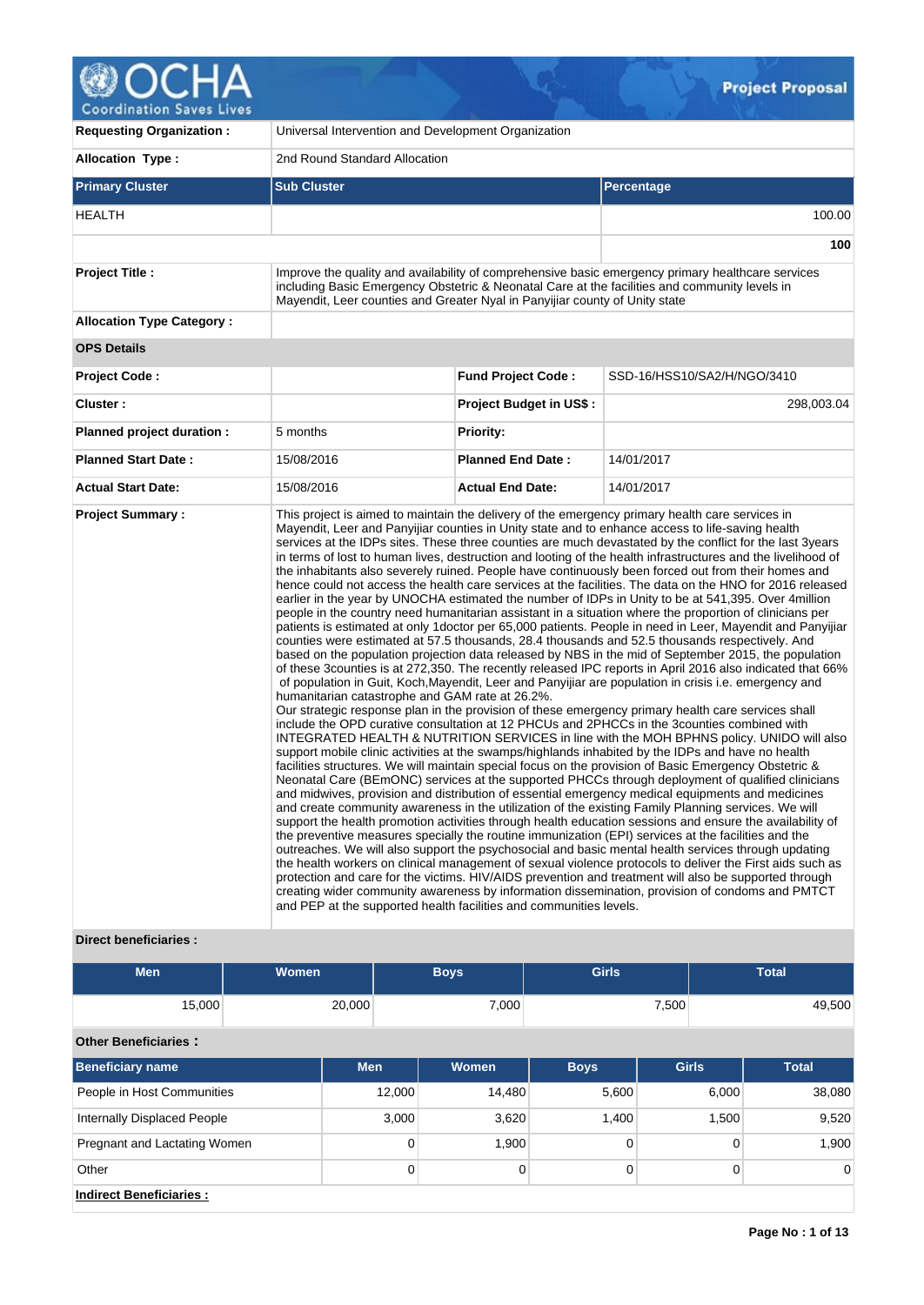# OCHA Coordination Saves Lives — Project Proposal

| | |
|---|---|
| **Requesting Organization :** | Universal Intervention and Development Organization |
| **Allocation Type :** | 2nd Round Standard Allocation |

| Primary Cluster | Sub Cluster | Percentage |
|---|---|---|
| HEALTH | | 100.00 |
| | | **100** |

| | |
|---|---|
| **Project Title :** | Improve the quality and availability of comprehensive basic emergency primary healthcare services including Basic Emergency Obstetric & Neonatal Care at the facilities and community levels in Mayendit, Leer counties and Greater Nyal in Panyijiar county of Unity state |
| **Allocation Type Category :** | |

**OPS Details**

| | | | |
|---|---|---|---|
| **Project Code :** | | **Fund Project Code :** | SSD-16/HSS10/SA2/H/NGO/3410 |
| **Cluster :** | | **Project Budget in US$ :** | 298,003.04 |
| **Planned project duration :** | 5 months | **Priority:** | |
| **Planned Start Date :** | 15/08/2016 | **Planned End Date :** | 14/01/2017 |
| **Actual Start Date:** | 15/08/2016 | **Actual End Date:** | 14/01/2017 |

**Project Summary :**

This project is aimed to maintain the delivery of the emergency primary health care services in Mayendit, Leer and Panyijiar counties in Unity state and to enhance access to life-saving health services at the IDPs sites. These three counties are much devastated by the conflict for the last 3years in terms of lost to human lives, destruction and looting of the health infrastructures and the livelihood of the inhabitants also severely ruined. People have continuously been forced out from their homes and hence could not access the health care services at the facilities. The data on the HNO for 2016 released earlier in the year by UNOCHA estimated the number of IDPs in Unity to be at 541,395. Over 4million people in the country need humanitarian assistant in a situation where the proportion of clinicians per patients is estimated at only 1doctor per 65,000 patients. People in need in Leer, Mayendit and Panyijiar counties were estimated at 57.5 thousands, 28.4 thousands and 52.5 thousands respectively. And based on the population projection data released by NBS in the mid of September 2015, the population of these 3counties is at 272,350. The recently released IPC reports in April 2016 also indicated that 66% of population in Guit, Koch,Mayendit, Leer and Panyijiar are population in crisis i.e. emergency and humanitarian catastrophe and GAM rate at 26.2%.

Our strategic response plan in the provision of these emergency primary health care services shall include the OPD curative consultation at 12 PHCUs and 2PHCCs in the 3counties combined with INTEGRATED HEALTH & NUTRITION SERVICES in line with the MOH BPHNS policy. UNIDO will also support mobile clinic activities at the swamps/highlands inhabited by the IDPs and have no health facilities structures. We will maintain special focus on the provision of Basic Emergency Obstetric & Neonatal Care (BEmONC) services at the supported PHCCs through deployment of qualified clinicians and midwives, provision and distribution of essential emergency medical equipments and medicines and create community awareness in the utilization of the existing Family Planning services. We will support the health promotion activities through health education sessions and ensure the availability of the preventive measures specially the routine immunization (EPI) services at the facilities and the outreaches. We will also support the psychosocial and basic mental health services through updating the health workers on clinical management of sexual violence protocols to deliver the First aids such as protection and care for the victims. HIV/AIDS prevention and treatment will also be supported through creating wider community awareness by information dissemination, provision of condoms and PMTCT and PEP at the supported health facilities and communities levels.

**Direct beneficiaries :**

| Men | Women | Boys | Girls | Total |
|---|---|---|---|---|
| 15,000 | 20,000 | 7,000 | 7,500 | 49,500 |

**Other Beneficiaries :**

| Beneficiary name | Men | Women | Boys | Girls | Total |
|---|---|---|---|---|---|
| People in Host Communities | 12,000 | 14,480 | 5,600 | 6,000 | 38,080 |
| Internally Displaced People | 3,000 | 3,620 | 1,400 | 1,500 | 9,520 |
| Pregnant and Lactating Women | 0 | 1,900 | 0 | 0 | 1,900 |
| Other | 0 | 0 | 0 | 0 | 0 |

**Indirect Beneficiaries :**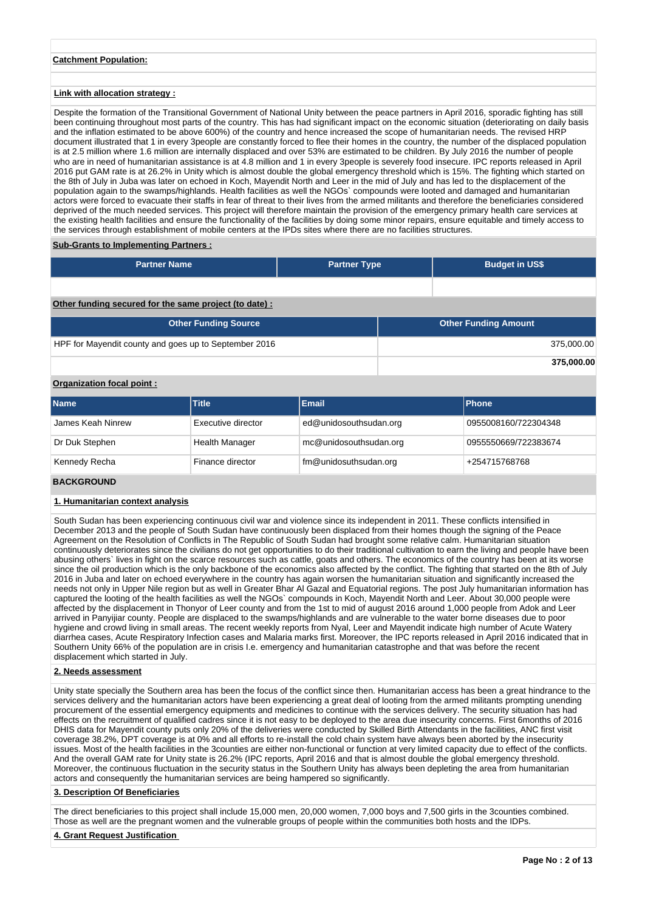**Catchment Population:**

**Link with allocation strategy :**

Despite the formation of the Transitional Government of National Unity between the peace partners in April 2016, sporadic fighting has still been continuing throughout most parts of the country. This has had significant impact on the economic situation (deteriorating on daily basis and the inflation estimated to be above 600%) of the country and hence increased the scope of humanitarian needs. The revised HRP document illustrated that 1 in every 3people are constantly forced to flee their homes in the country, the number of the displaced population is at 2.5 million where 1.6 million are internally displaced and over 53% are estimated to be children. By July 2016 the number of people who are in need of humanitarian assistance is at 4.8 million and 1 in every 3people is severely food insecure. IPC reports released in April 2016 put GAM rate is at 26.2% in Unity which is almost double the global emergency threshold which is 15%. The fighting which started on the 8th of July in Juba was later on echoed in Koch, Mayendit North and Leer in the mid of July and has led to the displacement of the population again to the swamps/highlands. Health facilities as well the NGOs` compounds were looted and damaged and humanitarian actors were forced to evacuate their staffs in fear of threat to their lives from the armed militants and therefore the beneficiaries considered deprived of the much needed services. This project will therefore maintain the provision of the emergency primary health care services at the existing health facilities and ensure the functionality of the facilities by doing some minor repairs, ensure equitable and timely access to the services through establishment of mobile centers at the IPDs sites where there are no facilities structures.

**Sub-Grants to Implementing Partners :**

| Partner Name | Partner Type | Budget in US$ |
|---|---|---|
| | | |

**Other funding secured for the same project (to date) :**

| Other Funding Source | Other Funding Amount |
|---|---|
| HPF for Mayendit county and goes up to September 2016 | 375,000.00 |
| | **375,000.00** |

**Organization focal point :**

| Name | Title | Email | Phone |
|---|---|---|---|
| James Keah Ninrew | Executive director | ed@unidosouthsudan.org | 0955008160/722304348 |
| Dr Duk Stephen | Health Manager | mc@unidosuthsudan.org | 0955550669/722383674 |
| Kennedy Recha | Finance director | fm@unidosuthsudan.org | +254715768768 |

## BACKGROUND

**1. Humanitarian context analysis**

South Sudan has been experiencing continuous civil war and violence since its independent in 2011. These conflicts intensified in December 2013 and the people of South Sudan have continuously been displaced from their homes though the signing of the Peace Agreement on the Resolution of Conflicts in The Republic of South Sudan had brought some relative calm. Humanitarian situation continuously deteriorates since the civilians do not get opportunities to do their traditional cultivation to earn the living and people have been abusing others` lives in fight on the scarce resources such as cattle, goats and others. The economics of the country has been at its worse since the oil production which is the only backbone of the economics also affected by the conflict. The fighting that started on the 8th of July 2016 in Juba and later on echoed everywhere in the country has again worsen the humanitarian situation and significantly increased the needs not only in Upper Nile region but as well in Greater Bhar Al Gazal and Equatorial regions. The post July humanitarian information has captured the looting of the health facilities as well the NGOs` compounds in Koch, Mayendit North and Leer. About 30,000 people were affected by the displacement in Thonyor of Leer county and from the 1st to mid of august 2016 around 1,000 people from Adok and Leer arrived in Panyijiar county. People are displaced to the swamps/highlands and are vulnerable to the water borne diseases due to poor hygiene and crowd living in small areas. The recent weekly reports from Nyal, Leer and Mayendit indicate high number of Acute Watery diarrhea cases, Acute Respiratory Infection cases and Malaria marks first. Moreover, the IPC reports released in April 2016 indicated that in Southern Unity 66% of the population are in crisis I.e. emergency and humanitarian catastrophe and that was before the recent displacement which started in July.

**2. Needs assessment**

Unity state specially the Southern area has been the focus of the conflict since then. Humanitarian access has been a great hindrance to the services delivery and the humanitarian actors have been experiencing a great deal of looting from the armed militants prompting unending procurement of the essential emergency equipments and medicines to continue with the services delivery. The security situation has had effects on the recruitment of qualified cadres since it is not easy to be deployed to the area due insecurity concerns. First 6months of 2016 DHIS data for Mayendit county puts only 20% of the deliveries were conducted by Skilled Birth Attendants in the facilities, ANC first visit coverage 38.2%, DPT coverage is at 0% and all efforts to re-install the cold chain system have always been aborted by the insecurity issues. Most of the health facilities in the 3counties are either non-functional or function at very limited capacity due to effect of the conflicts. And the overall GAM rate for Unity state is 26.2% (IPC reports, April 2016 and that is almost double the global emergency threshold. Moreover, the continuous fluctuation in the security status in the Southern Unity has always been depleting the area from humanitarian actors and consequently the humanitarian services are being hampered so significantly.

**3. Description Of Beneficiaries**

The direct beneficiaries to this project shall include 15,000 men, 20,000 women, 7,000 boys and 7,500 girls in the 3counties combined. Those as well are the pregnant women and the vulnerable groups of people within the communities both hosts and the IDPs.

**4. Grant Request Justification**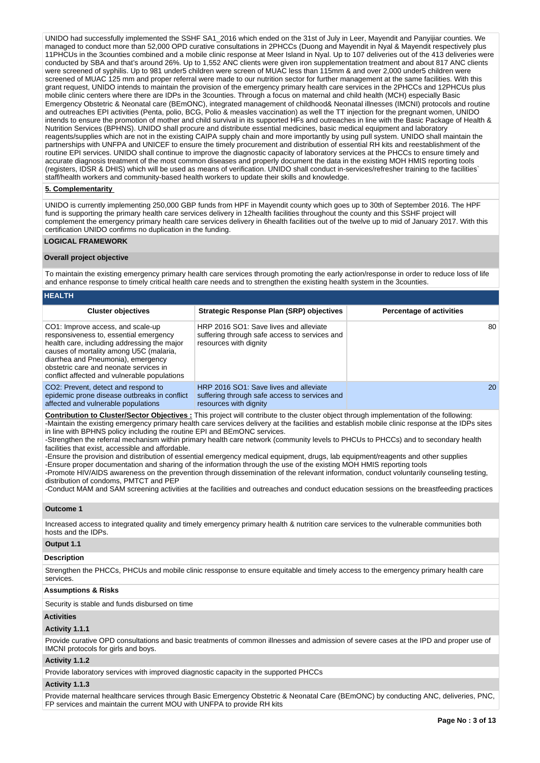UNIDO had successfully implemented the SSHF SA1_2016 which ended on the 31st of July in Leer, Mayendit and Panyijiar counties. We managed to conduct more than 52,000 OPD curative consultations in 2PHCCs (Duong and Mayendit in Nyal & Mayendit respectively plus 11PHCUs in the 3counties combined and a mobile clinic response at Meer Island in Nyal. Up to 107 deliveries out of the 413 deliveries were conducted by SBA and that's around 26%. Up to 1,552 ANC clients were given iron supplementation treatment and about 817 ANC clients were screened of syphilis. Up to 981 under5 children were screen of MUAC less than 115mm & and over 2,000 under5 children were screened of MUAC 125 mm and proper referral were made to our nutrition sector for further management at the same facilities. With this grant request, UNIDO intends to maintain the provision of the emergency primary health care services in the 2PHCCs and 12PHCUs plus mobile clinic centers where there are IDPs in the 3counties. Through a focus on maternal and child health (MCH) especially Basic Emergency Obstetric & Neonatal care (BEmONC), integrated management of childhood& Neonatal illnesses (IMCNI) protocols and routine and outreaches EPI activities (Penta, polio, BCG, Polio & measles vaccination) as well the TT injection for the pregnant women, UNIDO intends to ensure the promotion of mother and child survival in its supported HFs and outreaches in line with the Basic Package of Health & Nutrition Services (BPHNS). UNIDO shall procure and distribute essential medicines, basic medical equipment and laboratory reagents/supplies which are not in the existing CAIPA supply chain and more importantly by using pull system. UNIDO shall maintain the partnerships with UNFPA and UNICEF to ensure the timely procurement and distribution of essential RH kits and reestablishment of the routine EPI services. UNIDO shall continue to improve the diagnostic capacity of laboratory services at the PHCCs to ensure timely and accurate diagnosis treatment of the most common diseases and properly document the data in the existing MOH HMIS reporting tools (registers, IDSR & DHIS) which will be used as means of verification. UNIDO shall conduct in-services/refresher training to the facilities` staff/health workers and community-based health workers to update their skills and knowledge.

**5. Complementarity**

UNIDO is currently implementing 250,000 GBP funds from HPF in Mayendit county which goes up to 30th of September 2016. The HPF fund is supporting the primary health care services delivery in 12health facilities throughout the county and this SSHF project will complement the emergency primary health care services delivery in 6health facilities out of the twelve up to mid of January 2017. With this certification UNIDO confirms no duplication in the funding.

**LOGICAL FRAMEWORK**

**Overall project objective**

To maintain the existing emergency primary health care services through promoting the early action/response in order to reduce loss of life and enhance response to timely critical health care needs and to strengthen the existing health system in the 3counties.

**HEALTH**

| Cluster objectives | Strategic Response Plan (SRP) objectives | Percentage of activities |
|---|---|---|
| CO1: Improve access, and scale-up responsiveness to, essential emergency health care, including addressing the major causes of mortality among U5C (malaria, diarrhea and Pneumonia), emergency obstetric care and neonate services in conflict affected and vulnerable populations | HRP 2016 SO1: Save lives and alleviate suffering through safe access to services and resources with dignity | 80 |
| CO2: Prevent, detect and respond to epidemic prone disease outbreaks in conflict affected and vulnerable populations | HRP 2016 SO1: Save lives and alleviate suffering through safe access to services and resources with dignity | 20 |

**Contribution to Cluster/Sector Objectives :** This project will contribute to the cluster object through implementation of the following:
-Maintain the existing emergency primary health care services delivery at the facilities and establish mobile clinic response at the IDPs sites in line with BPHNS policy including the routine EPI and BEmONC services.
-Strengthen the referral mechanism within primary health care network (community levels to PHCUs to PHCCs) and to secondary health facilities that exist, accessible and affordable.
-Ensure the provision and distribution of essential emergency medical equipment, drugs, lab equipment/reagents and other supplies
-Ensure proper documentation and sharing of the information through the use of the existing MOH HMIS reporting tools
-Promote HIV/AIDS awareness on the prevention through dissemination of the relevant information, conduct voluntarily counseling testing, distribution of condoms, PMTCT and PEP
-Conduct MAM and SAM screening activities at the facilities and outreaches and conduct education sessions on the breastfeeding practices

**Outcome 1**

Increased access to integrated quality and timely emergency primary health & nutrition care services to the vulnerable communities both hosts and the IDPs.

**Output 1.1**

**Description**

Strengthen the PHCCs, PHCUs and mobile clinic ressponse to ensure equitable and timely access to the emergency primary health care services.

**Assumptions & Risks**

Security is stable and funds disbursed on time

**Activities**

**Activity 1.1.1**

Provide curative OPD consultations and basic treatments of common illnesses and admission of severe cases at the IPD and proper use of IMCNI protocols for girls and boys.

**Activity 1.1.2**

Provide laboratory services with improved diagnostic capacity in the supported PHCCs

**Activity 1.1.3**

Provide maternal healthcare services through Basic Emergency Obstetric & Neonatal Care (BEmONC) by conducting ANC, deliveries, PNC, FP services and maintain the current MOU with UNFPA to provide RH kits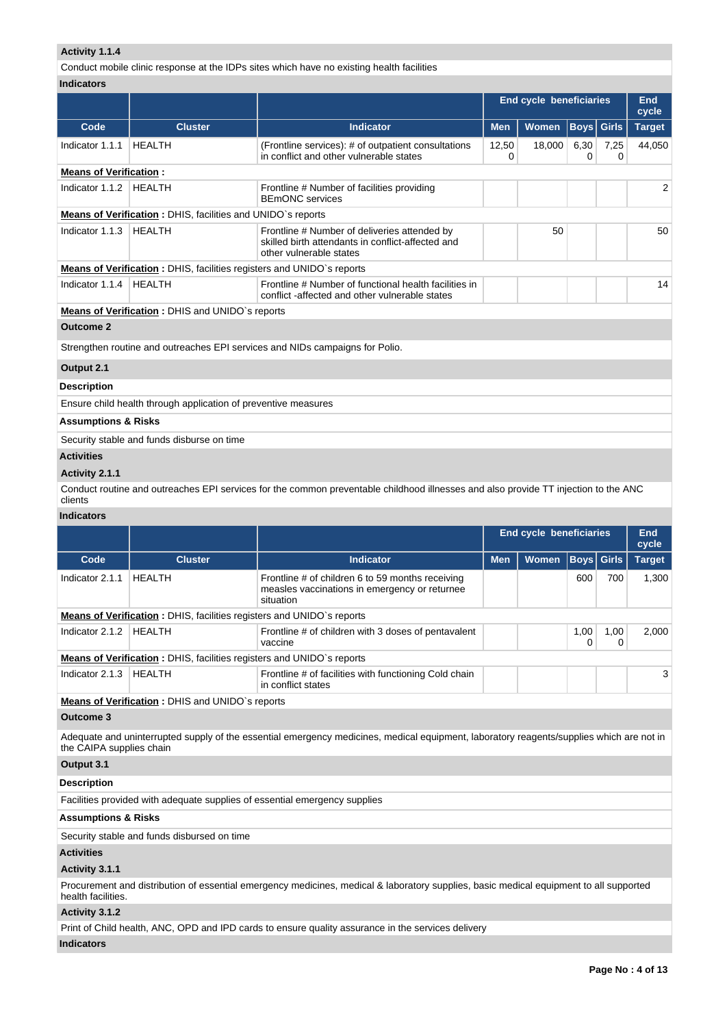**Activity 1.1.4**

Conduct mobile clinic response at the IDPs sites which have no existing health facilities

**Indicators**

| | | | End cycle beneficiaries | | | | End cycle |
|---|---|---|---|---|---|---|---|
| **Code** | **Cluster** | **Indicator** | **Men** | **Women** | **Boys** | **Girls** | **Target** |
| Indicator 1.1.1 | HEALTH | (Frontline services): # of outpatient consultations in conflict and other vulnerable states | 12,500 | 18,000 | 6,300 | 7,250 | 44,050 |
| **Means of Verification :** | | | | | | | |
| Indicator 1.1.2 | HEALTH | Frontline # Number of facilities providing BEmONC services | | | | | 2 |
| **Means of Verification :** DHIS, facilities and UNIDO`s reports | | | | | | | |
| Indicator 1.1.3 | HEALTH | Frontline # Number of deliveries attended by skilled birth attendants in conflict-affected and other vulnerable states | | 50 | | | 50 |
| **Means of Verification :** DHIS, facilities registers and UNIDO`s reports | | | | | | | |
| Indicator 1.1.4 | HEALTH | Frontline # Number of functional health facilities in conflict -affected and other vulnerable states | | | | | 14 |
| **Means of Verification :** DHIS and UNIDO`s reports | | | | | | | |

**Outcome 2**

Strengthen routine and outreaches EPI services and NIDs campaigns for Polio.

**Output 2.1**

**Description**

Ensure child health through application of preventive measures

**Assumptions & Risks**

Security stable and funds disburse on time

**Activities**

**Activity 2.1.1**

Conduct routine and outreaches EPI services for the common preventable childhood illnesses and also provide TT injection to the ANC clients

**Indicators**

| | | | End cycle beneficiaries | | | | End cycle |
|---|---|---|---|---|---|---|---|
| **Code** | **Cluster** | **Indicator** | **Men** | **Women** | **Boys** | **Girls** | **Target** |
| Indicator 2.1.1 | HEALTH | Frontline # of children 6 to 59 months receiving measles vaccinations in emergency or returnee situation | | | 600 | 700 | 1,300 |
| **Means of Verification :** DHIS, facilities registers and UNIDO`s reports | | | | | | | |
| Indicator 2.1.2 | HEALTH | Frontline # of children with 3 doses of pentavalent vaccine | | | 1,000 | 1,000 | 2,000 |
| **Means of Verification :** DHIS, facilities registers and UNIDO`s reports | | | | | | | |
| Indicator 2.1.3 | HEALTH | Frontline # of facilities with functioning Cold chain in conflict states | | | | | 3 |
| **Means of Verification :** DHIS and UNIDO`s reports | | | | | | | |

**Outcome 3**

Adequate and uninterrupted supply of the essential emergency medicines, medical equipment, laboratory reagents/supplies which are not in the CAIPA supplies chain

**Output 3.1**

**Description**

Facilities provided with adequate supplies of essential emergency supplies

**Assumptions & Risks**

Security stable and funds disbursed on time

**Activities**

**Activity 3.1.1**

Procurement and distribution of essential emergency medicines, medical & laboratory supplies, basic medical equipment to all supported health facilities.

**Activity 3.1.2**

Print of Child health, ANC, OPD and IPD cards to ensure quality assurance in the services delivery

**Indicators**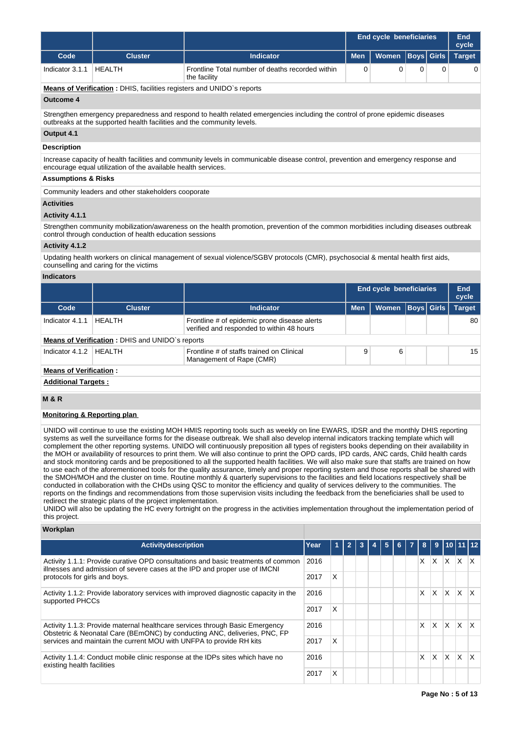| | | | End cycle beneficiaries | | | | End cycle |
|---|---|---|---|---|---|---|---|
| **Code** | **Cluster** | **Indicator** | **Men** | **Women** | **Boys** | **Girls** | **Target** |
| Indicator 3.1.1 | HEALTH | Frontline Total number of deaths recorded within the facility | 0 | 0 | 0 | 0 | 0 |

**Means of Verification :** DHIS, facilities registers and UNIDO`s reports

**Outcome 4**

Strengthen emergency preparedness and respond to health related emergencies including the control of prone epidemic diseases outbreaks at the supported health facilities and the community levels.

**Output 4.1**

**Description**

Increase capacity of health facilities and community levels in communicable disease control, prevention and emergency response and encourage equal utilization of the available health services.

**Assumptions & Risks**

Community leaders and other stakeholders cooperate

**Activities**

**Activity 4.1.1**

Strengthen community mobilization/awareness on the health promotion, prevention of the common morbidities including diseases outbreak control through conduction of health education sessions

**Activity 4.1.2**

Updating health workers on clinical management of sexual violence/SGBV protocols (CMR), psychosocial & mental health first aids, counselling and caring for the victims

**Indicators**

| | | | End cycle beneficiaries | | | | End cycle |
|---|---|---|---|---|---|---|---|
| **Code** | **Cluster** | **Indicator** | **Men** | **Women** | **Boys** | **Girls** | **Target** |
| Indicator 4.1.1 | HEALTH | Frontline # of epidemic prone disease alerts verified and responded to within 48 hours | | | | | 80 |
| **Means of Verification :** DHIS and UNIDO`s reports | | | | | | | |
| Indicator 4.1.2 | HEALTH | Frontline # of staffs trained on Clinical Management of Rape (CMR) | 9 | 6 | | | 15 |

**Means of Verification :**

**Additional Targets :**

**M & R**

**Monitoring & Reporting plan**

UNIDO will continue to use the existing MOH HMIS reporting tools such as weekly on line EWARS, IDSR and the monthly DHIS reporting systems as well the surveillance forms for the disease outbreak. We shall also develop internal indicators tracking template which will complement the other reporting systems. UNIDO will continuously preposition all types of registers books depending on their availability in the MOH or availability of resources to print them. We will also continue to print the OPD cards, IPD cards, ANC cards, Child health cards and stock monitoring cards and be prepositioned to all the supported health facilities. We will also make sure that staffs are trained on how to use each of the aforementioned tools for the quality assurance, timely and proper reporting system and those reports shall be shared with the SMOH/MOH and the cluster on time. Routine monthly & quarterly supervisions to the facilities and field locations respectively shall be conducted in collaboration with the CHDs using QSC to monitor the efficiency and quality of services delivery to the communities. The reports on the findings and recommendations from those supervision visits including the feedback from the beneficiaries shall be used to redirect the strategic plans of the project implementation.
UNIDO will also be updating the HC every fortnight on the progress in the activities implementation throughout the implementation period of this project.

**Workplan**

| Activitydescription | Year | 1 | 2 | 3 | 4 | 5 | 6 | 7 | 8 | 9 | 10 | 11 | 12 |
|---|---|---|---|---|---|---|---|---|---|---|---|---|---|
| Activity 1.1.1: Provide curative OPD consultations and basic treatments of common illnesses and admission of severe cases at the IPD and proper use of IMCNI protocols for girls and boys. | 2016 | | | | | | | | X | X | X | X | X |
| | 2017 | X | | | | | | | | | | | |
| Activity 1.1.2: Provide laboratory services with improved diagnostic capacity in the supported PHCCs | 2016 | | | | | | | | X | X | X | X | X |
| | 2017 | X | | | | | | | | | | | |
| Activity 1.1.3: Provide maternal healthcare services through Basic Emergency Obstetric & Neonatal Care (BEmONC) by conducting ANC, deliveries, PNC, FP services and maintain the current MOU with UNFPA to provide RH kits | 2016 | | | | | | | | X | X | X | X | X |
| | 2017 | X | | | | | | | | | | | |
| Activity 1.1.4: Conduct mobile clinic response at the IDPs sites which have no existing health facilities | 2016 | | | | | | | | X | X | X | X | X |
| | 2017 | X | | | | | | | | | | | |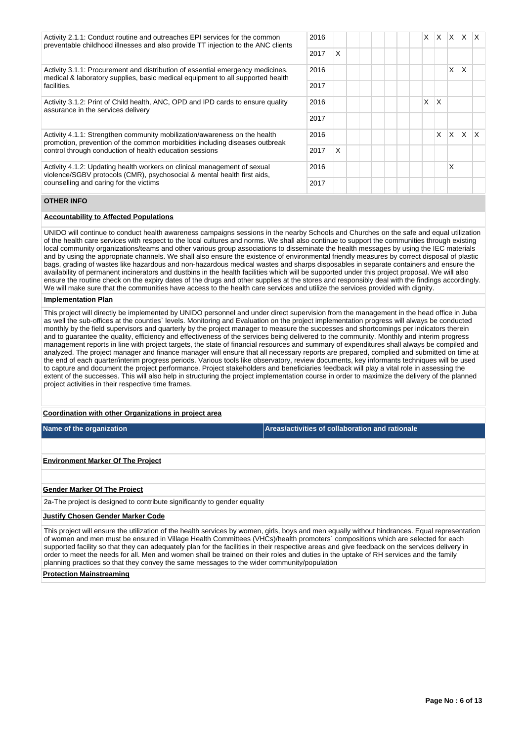| | | | | | | | | | | | | | |
|---|---|---|---|---|---|---|---|---|---|---|---|---|---|
| Activity 2.1.1: Conduct routine and outreaches EPI services for the common preventable childhood illnesses and also provide TT injection to the ANC clients | 2016 | | | | | | | | X | X | X | X | X |
| | 2017 | X | | | | | | | | | | | |
| Activity 3.1.1: Procurement and distribution of essential emergency medicines, medical & laboratory supplies, basic medical equipment to all supported health facilities. | 2016 | | | | | | | | | | X | X | |
| | 2017 | | | | | | | | | | | | |
| Activity 3.1.2: Print of Child health, ANC, OPD and IPD cards to ensure quality assurance in the services delivery | 2016 | | | | | | | | X | X | | | |
| | 2017 | | | | | | | | | | | | |
| Activity 4.1.1: Strengthen community mobilization/awareness on the health promotion, prevention of the common morbidities including diseases outbreak control through conduction of health education sessions | 2016 | | | | | | | | | X | X | X | X |
| | 2017 | X | | | | | | | | | | | |
| Activity 4.1.2: Updating health workers on clinical management of sexual violence/SGBV protocols (CMR), psychosocial & mental health first aids, counselling and caring for the victims | 2016 | | | | | | | | | | X | | |
| | 2017 | | | | | | | | | | | | |

## OTHER INFO

**Accountability to Affected Populations**

UNIDO will continue to conduct health awareness campaigns sessions in the nearby Schools and Churches on the safe and equal utilization of the health care services with respect to the local cultures and norms. We shall also continue to support the communities through existing local community organizations/teams and other various group associations to disseminate the health messages by using the IEC materials and by using the appropriate channels. We shall also ensure the existence of environmental friendly measures by correct disposal of plastic bags, grading of wastes like hazardous and non-hazardous medical wastes and sharps disposables in separate containers and ensure the availability of permanent incinerators and dustbins in the health facilities which will be supported under this project proposal. We will also ensure the routine check on the expiry dates of the drugs and other supplies at the stores and responsibly deal with the findings accordingly. We will make sure that the communities have access to the health care services and utilize the services provided with dignity.

**Implementation Plan**

This project will directly be implemented by UNIDO personnel and under direct supervision from the management in the head office in Juba as well the sub-offices at the counties` levels. Monitoring and Evaluation on the project implementation progress will always be conducted monthly by the field supervisors and quarterly by the project manager to measure the successes and shortcomings per indicators therein and to guarantee the quality, efficiency and effectiveness of the services being delivered to the community. Monthly and interim progress management reports in line with project targets, the state of financial resources and summary of expenditures shall always be compiled and analyzed. The project manager and finance manager will ensure that all necessary reports are prepared, complied and submitted on time at the end of each quarter/interim progress periods. Various tools like observatory, review documents, key informants techniques will be used to capture and document the project performance. Project stakeholders and beneficiaries feedback will play a vital role in assessing the extent of the successes. This will also help in structuring the project implementation course in order to maximize the delivery of the planned project activities in their respective time frames.

**Coordination with other Organizations in project area**

| Name of the organization | Areas/activities of collaboration and rationale |
|---|---|
| | |

**Environment Marker Of The Project**

**Gender Marker Of The Project**

2a-The project is designed to contribute significantly to gender equality

**Justify Chosen Gender Marker Code**

This project will ensure the utilization of the health services by women, girls, boys and men equally without hindrances. Equal representation of women and men must be ensured in Village Health Committees (VHCs)/health promoters` compositions which are selected for each supported facility so that they can adequately plan for the facilities in their respective areas and give feedback on the services delivery in order to meet the needs for all. Men and women shall be trained on their roles and duties in the uptake of RH services and the family planning practices so that they convey the same messages to the wider community/population

**Protection Mainstreaming**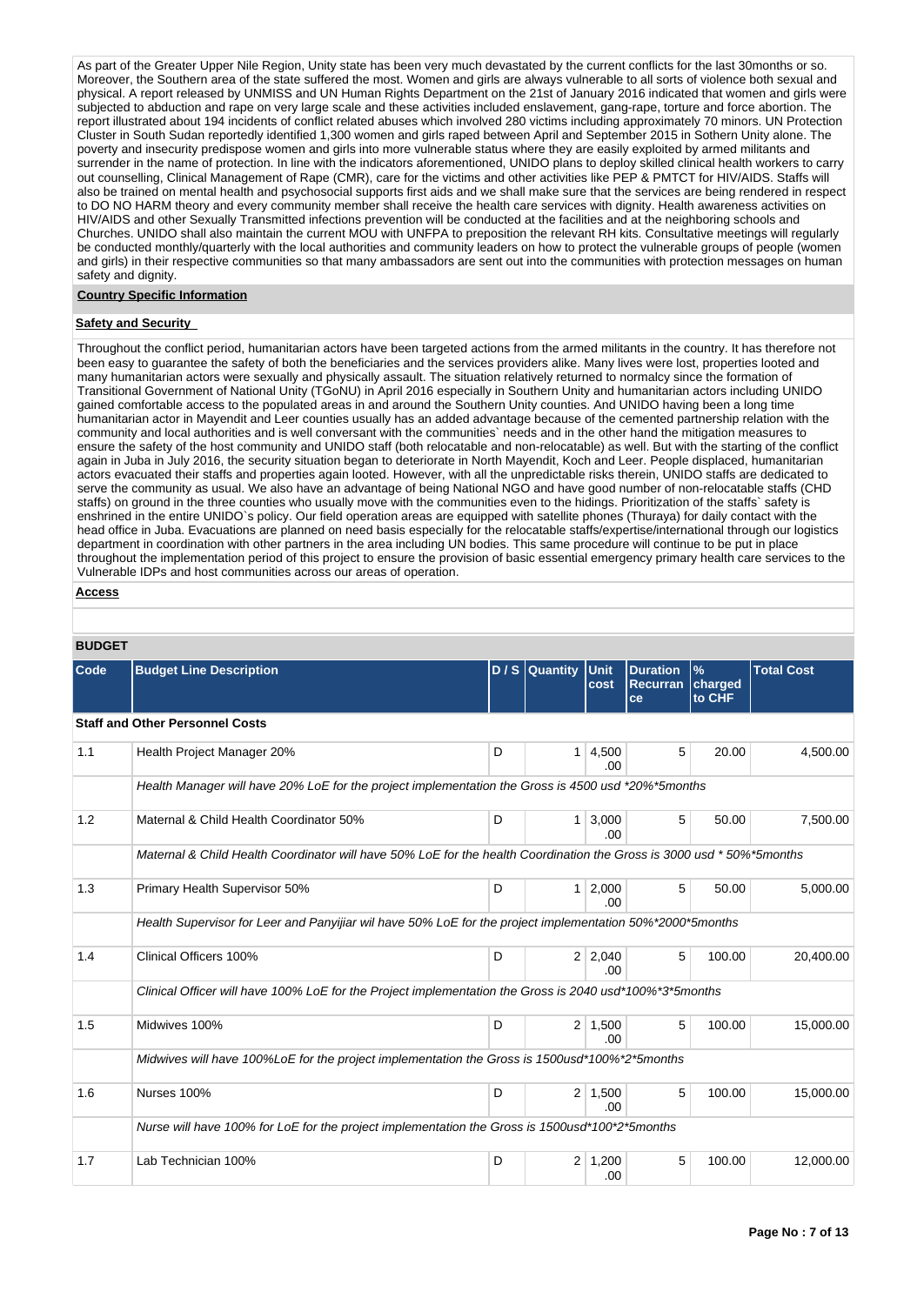As part of the Greater Upper Nile Region, Unity state has been very much devastated by the current conflicts for the last 30months or so. Moreover, the Southern area of the state suffered the most. Women and girls are always vulnerable to all sorts of violence both sexual and physical. A report released by UNMISS and UN Human Rights Department on the 21st of January 2016 indicated that women and girls were subjected to abduction and rape on very large scale and these activities included enslavement, gang-rape, torture and force abortion. The report illustrated about 194 incidents of conflict related abuses which involved 280 victims including approximately 70 minors. UN Protection Cluster in South Sudan reportedly identified 1,300 women and girls raped between April and September 2015 in Sothern Unity alone. The poverty and insecurity predispose women and girls into more vulnerable status where they are easily exploited by armed militants and surrender in the name of protection. In line with the indicators aforementioned, UNIDO plans to deploy skilled clinical health workers to carry out counselling, Clinical Management of Rape (CMR), care for the victims and other activities like PEP & PMTCT for HIV/AIDS. Staffs will also be trained on mental health and psychosocial supports first aids and we shall make sure that the services are being rendered in respect to DO NO HARM theory and every community member shall receive the health care services with dignity. Health awareness activities on HIV/AIDS and other Sexually Transmitted infections prevention will be conducted at the facilities and at the neighboring schools and Churches. UNIDO shall also maintain the current MOU with UNFPA to preposition the relevant RH kits. Consultative meetings will regularly be conducted monthly/quarterly with the local authorities and community leaders on how to protect the vulnerable groups of people (women and girls) in their respective communities so that many ambassadors are sent out into the communities with protection messages on human safety and dignity.

**Country Specific Information**

**Safety and Security**

Throughout the conflict period, humanitarian actors have been targeted actions from the armed militants in the country. It has therefore not been easy to guarantee the safety of both the beneficiaries and the services providers alike. Many lives were lost, properties looted and many humanitarian actors were sexually and physically assault. The situation relatively returned to normalcy since the formation of Transitional Government of National Unity (TGoNU) in April 2016 especially in Southern Unity and humanitarian actors including UNIDO gained comfortable access to the populated areas in and around the Southern Unity counties. And UNIDO having been a long time humanitarian actor in Mayendit and Leer counties usually has an added advantage because of the cemented partnership relation with the community and local authorities and is well conversant with the communities` needs and in the other hand the mitigation measures to ensure the safety of the host community and UNIDO staff (both relocatable and non-relocatable) as well. But with the starting of the conflict again in Juba in July 2016, the security situation began to deteriorate in North Mayendit, Koch and Leer. People displaced, humanitarian actors evacuated their staffs and properties again looted. However, with all the unpredictable risks therein, UNIDO staffs are dedicated to serve the community as usual. We also have an advantage of being National NGO and have good number of non-relocatable staffs (CHD staffs) on ground in the three counties who usually move with the communities even to the hidings. Prioritization of the staffs` safety is enshrined in the entire UNIDO`s policy. Our field operation areas are equipped with satellite phones (Thuraya) for daily contact with the head office in Juba. Evacuations are planned on need basis especially for the relocatable staffs/expertise/international through our logistics department in coordination with other partners in the area including UN bodies. This same procedure will continue to be put in place throughout the implementation period of this project to ensure the provision of basic essential emergency primary health care services to the Vulnerable IDPs and host communities across our areas of operation.

**Access**

**BUDGET**

| Code | Budget Line Description | D / S | Quantity | Unit cost | Duration Recurrance | % charged to CHF | Total Cost |
|---|---|---|---|---|---|---|---|
| **Staff and Other Personnel Costs** | | | | | | | |
| 1.1 | Health Project Manager 20% | D | 1 | 4,500.00 | 5 | 20.00 | 4,500.00 |
| | *Health Manager will have 20% LoE for the project implementation the Gross is 4500 usd *20%*5months* | | | | | | |
| 1.2 | Maternal & Child Health Coordinator 50% | D | 1 | 3,000.00 | 5 | 50.00 | 7,500.00 |
| | *Maternal & Child Health Coordinator will have 50% LoE for the health Coordination the Gross is 3000 usd * 50%*5months* | | | | | | |
| 1.3 | Primary Health Supervisor 50% | D | 1 | 2,000.00 | 5 | 50.00 | 5,000.00 |
| | *Health Supervisor for Leer and Panyijiar wil have 50% LoE for the project implementation 50%*2000*5months* | | | | | | |
| 1.4 | Clinical Officers 100% | D | 2 | 2,040.00 | 5 | 100.00 | 20,400.00 |
| | *Clinical Officer will have 100% LoE for the Project implementation the Gross is 2040 usd*100%*3*5months* | | | | | | |
| 1.5 | Midwives 100% | D | 2 | 1,500.00 | 5 | 100.00 | 15,000.00 |
| | *Midwives will have 100%LoE for the project implementation the Gross is 1500usd*100%*2*5months* | | | | | | |
| 1.6 | Nurses 100% | D | 2 | 1,500.00 | 5 | 100.00 | 15,000.00 |
| | *Nurse will have 100% for LoE for the project implementation the Gross is 1500usd*100*2*5months* | | | | | | |
| 1.7 | Lab Technician 100% | D | 2 | 1,200.00 | 5 | 100.00 | 12,000.00 |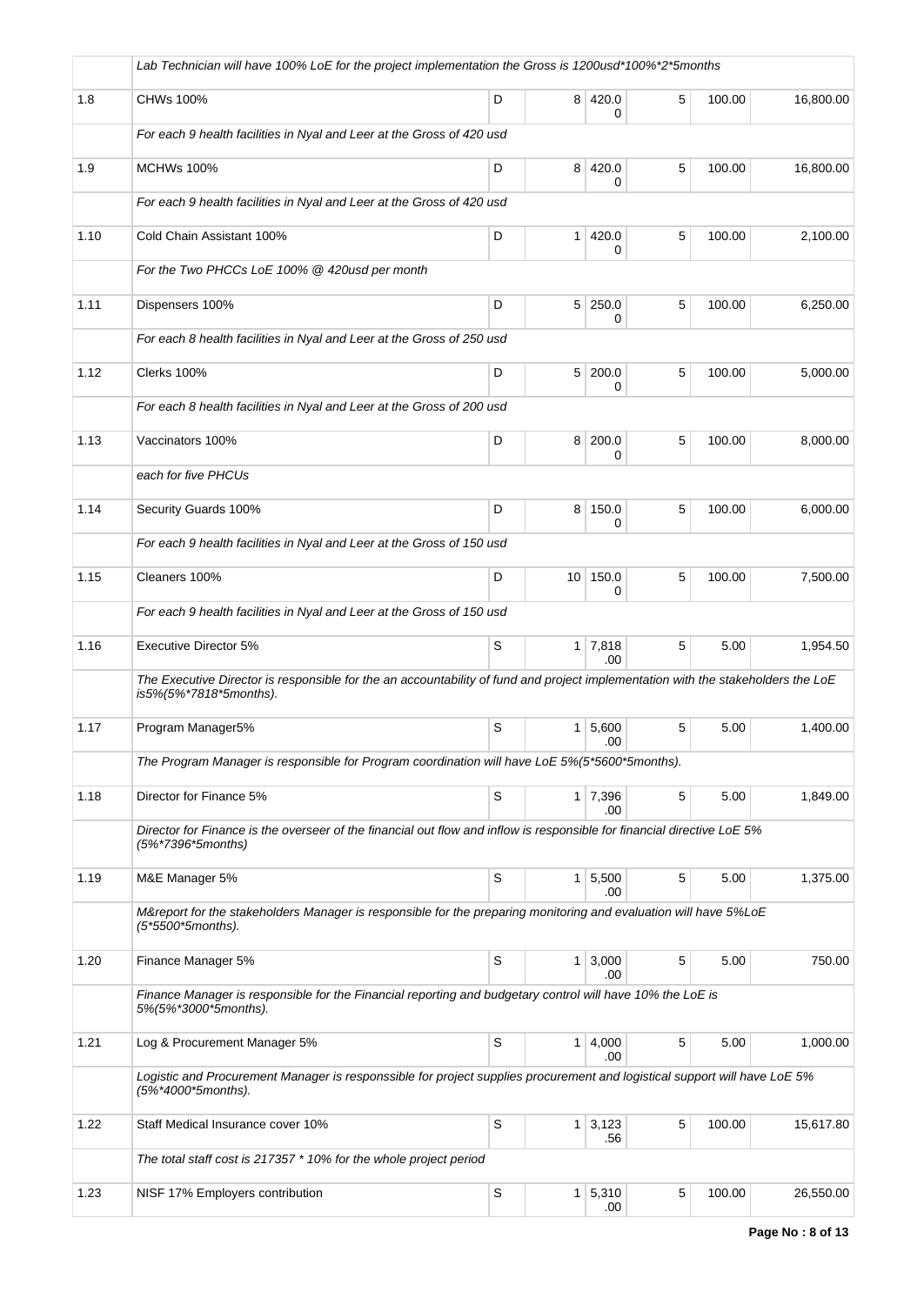| | Lab Technician will have 100% LoE for the project implementation the Gross is 1200usd*100%*2*5months | | | | | | |
|---|---|---|---|---|---|---|---|
| 1.8 | CHWs 100% | D | 8 | 420.00 | 5 | 100.00 | 16,800.00 |
| | *For each 9 health facilities in Nyal and Leer at the Gross of 420 usd* | | | | | | |
| 1.9 | MCHWs 100% | D | 8 | 420.00 | 5 | 100.00 | 16,800.00 |
| | *For each 9 health facilities in Nyal and Leer at the Gross of 420 usd* | | | | | | |
| 1.10 | Cold Chain Assistant 100% | D | 1 | 420.00 | 5 | 100.00 | 2,100.00 |
| | *For the Two PHCCs LoE 100% @ 420usd per month* | | | | | | |
| 1.11 | Dispensers 100% | D | 5 | 250.00 | 5 | 100.00 | 6,250.00 |
| | *For each 8 health facilities in Nyal and Leer at the Gross of 250 usd* | | | | | | |
| 1.12 | Clerks 100% | D | 5 | 200.00 | 5 | 100.00 | 5,000.00 |
| | *For each 8 health facilities in Nyal and Leer at the Gross of 200 usd* | | | | | | |
| 1.13 | Vaccinators 100% | D | 8 | 200.00 | 5 | 100.00 | 8,000.00 |
| | *each for five PHCUs* | | | | | | |
| 1.14 | Security Guards 100% | D | 8 | 150.00 | 5 | 100.00 | 6,000.00 |
| | *For each 9 health facilities in Nyal and Leer at the Gross of 150 usd* | | | | | | |
| 1.15 | Cleaners 100% | D | 10 | 150.00 | 5 | 100.00 | 7,500.00 |
| | *For each 9 health facilities in Nyal and Leer at the Gross of 150 usd* | | | | | | |
| 1.16 | Executive Director 5% | S | 1 | 7,818.00 | 5 | 5.00 | 1,954.50 |
| | *The Executive Director is responsible for the an accountability of fund and project implementation with the stakeholders the LoE is5%(5%*7818*5months).* | | | | | | |
| 1.17 | Program Manager5% | S | 1 | 5,600.00 | 5 | 5.00 | 1,400.00 |
| | *The Program Manager is responsible for Program coordination will have LoE 5%(5*5600*5months).* | | | | | | |
| 1.18 | Director for Finance 5% | S | 1 | 7,396.00 | 5 | 5.00 | 1,849.00 |
| | *Director for Finance is the overseer of the financial out flow and inflow is responsible for financial directive LoE 5% (5%*7396*5months)* | | | | | | |
| 1.19 | M&E Manager 5% | S | 1 | 5,500.00 | 5 | 5.00 | 1,375.00 |
| | *M&report for the stakeholders Manager is responsible for the preparing monitoring and evaluation will have 5%LoE (5*5500*5months).* | | | | | | |
| 1.20 | Finance Manager 5% | S | 1 | 3,000.00 | 5 | 5.00 | 750.00 |
| | *Finance Manager is responsible for the Financial reporting and budgetary control will have 10% the LoE is 5%(5%*3000*5months).* | | | | | | |
| 1.21 | Log & Procurement Manager 5% | S | 1 | 4,000.00 | 5 | 5.00 | 1,000.00 |
| | *Logistic and Procurement Manager is responssible for project supplies procurement and logistical support will have LoE 5% (5%*4000*5months).* | | | | | | |
| 1.22 | Staff Medical Insurance cover 10% | S | 1 | 3,123.56 | 5 | 100.00 | 15,617.80 |
| | *The total staff cost is 217357 * 10% for the whole project period* | | | | | | |
| 1.23 | NISF 17% Employers contribution | S | 1 | 5,310.00 | 5 | 100.00 | 26,550.00 |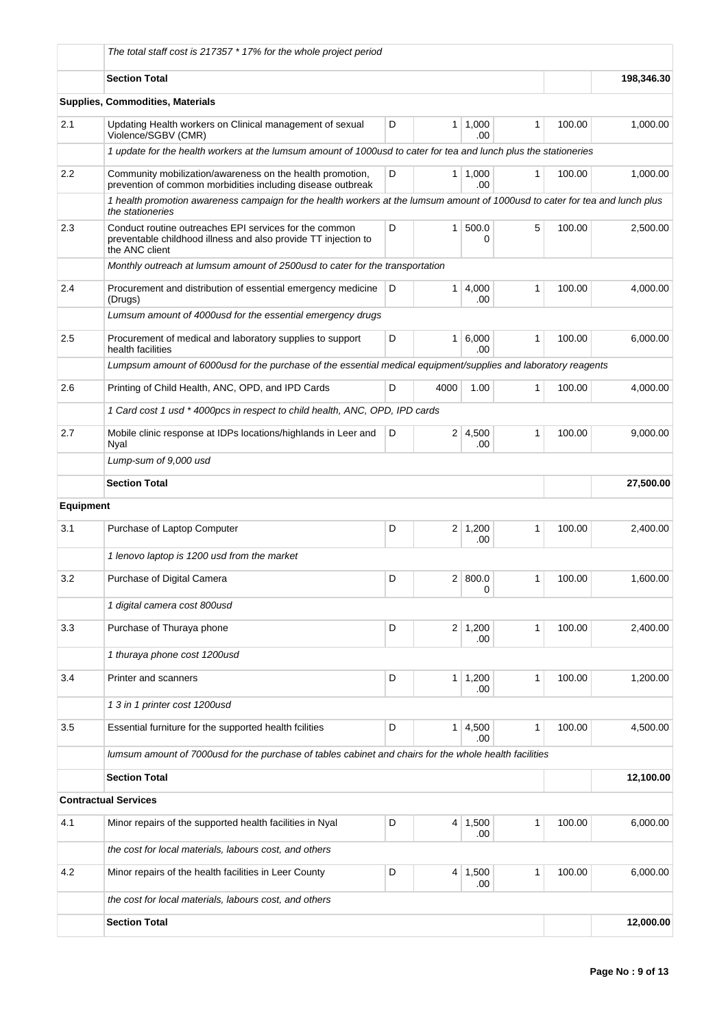| | | | | | | | |
|---|---|---|---|---|---|---|---|
| | *The total staff cost is 217357 * 17% for the whole project period* | | | | | | |
| | **Section Total** | | | | | | **198,346.30** |
| | **Supplies, Commodities, Materials** | | | | | | |
| 2.1 | Updating Health workers on Clinical management of sexual Violence/SGBV (CMR) | D | 1 | 1,000.00 | 1 | 100.00 | 1,000.00 |
| | *1 update for the health workers at the lumsum amount of 1000usd to cater for tea and lunch plus the stationeries* | | | | | | |
| 2.2 | Community mobilization/awareness on the health promotion, prevention of common morbidities including disease outbreak | D | 1 | 1,000.00 | 1 | 100.00 | 1,000.00 |
| | *1 health promotion awareness campaign for the health workers at the lumsum amount of 1000usd to cater for tea and lunch plus the stationeries* | | | | | | |
| 2.3 | Conduct routine outreaches EPI services for the common preventable childhood illness and also provide TT injection to the ANC client | D | 1 | 500.00 | 5 | 100.00 | 2,500.00 |
| | *Monthly outreach at lumsum amount of 2500usd to cater for the transportation* | | | | | | |
| 2.4 | Procurement and distribution of essential emergency medicine (Drugs) | D | 1 | 4,000.00 | 1 | 100.00 | 4,000.00 |
| | *Lumsum amount of 4000usd for the essential emergency drugs* | | | | | | |
| 2.5 | Procurement of medical and laboratory supplies to support health facilities | D | 1 | 6,000.00 | 1 | 100.00 | 6,000.00 |
| | *Lumpsum amount of 6000usd for the purchase of the essential medical equipment/supplies and laboratory reagents* | | | | | | |
| 2.6 | Printing of Child Health, ANC, OPD, and IPD Cards | D | 4000 | 1.00 | 1 | 100.00 | 4,000.00 |
| | *1 Card cost 1 usd * 4000pcs in respect to child health, ANC, OPD, IPD cards* | | | | | | |
| 2.7 | Mobile clinic response at IDPs locations/highlands in Leer and Nyal | D | 2 | 4,500.00 | 1 | 100.00 | 9,000.00 |
| | *Lump-sum of 9,000 usd* | | | | | | |
| | **Section Total** | | | | | | **27,500.00** |
| **Equipment** | | | | | | | |
| 3.1 | Purchase of Laptop Computer | D | 2 | 1,200.00 | 1 | 100.00 | 2,400.00 |
| | *1 lenovo laptop is 1200 usd from the market* | | | | | | |
| 3.2 | Purchase of Digital Camera | D | 2 | 800.00 | 1 | 100.00 | 1,600.00 |
| | *1 digital camera cost 800usd* | | | | | | |
| 3.3 | Purchase of Thuraya phone | D | 2 | 1,200.00 | 1 | 100.00 | 2,400.00 |
| | *1 thuraya phone cost 1200usd* | | | | | | |
| 3.4 | Printer and scanners | D | 1 | 1,200.00 | 1 | 100.00 | 1,200.00 |
| | *1 3 in 1 printer cost 1200usd* | | | | | | |
| 3.5 | Essential furniture for the supported health fcilities | D | 1 | 4,500.00 | 1 | 100.00 | 4,500.00 |
| | *lumsum amount of 7000usd for the purchase of tables cabinet and chairs for the whole health facilities* | | | | | | |
| | **Section Total** | | | | | | **12,100.00** |
| **Contractual Services** | | | | | | | |
| 4.1 | Minor repairs of the supported health facilities in Nyal | D | 4 | 1,500.00 | 1 | 100.00 | 6,000.00 |
| | *the cost for local materials, labours cost, and others* | | | | | | |
| 4.2 | Minor repairs of the health facilities in Leer County | D | 4 | 1,500.00 | 1 | 100.00 | 6,000.00 |
| | *the cost for local materials, labours cost, and others* | | | | | | |
| | **Section Total** | | | | | | **12,000.00** |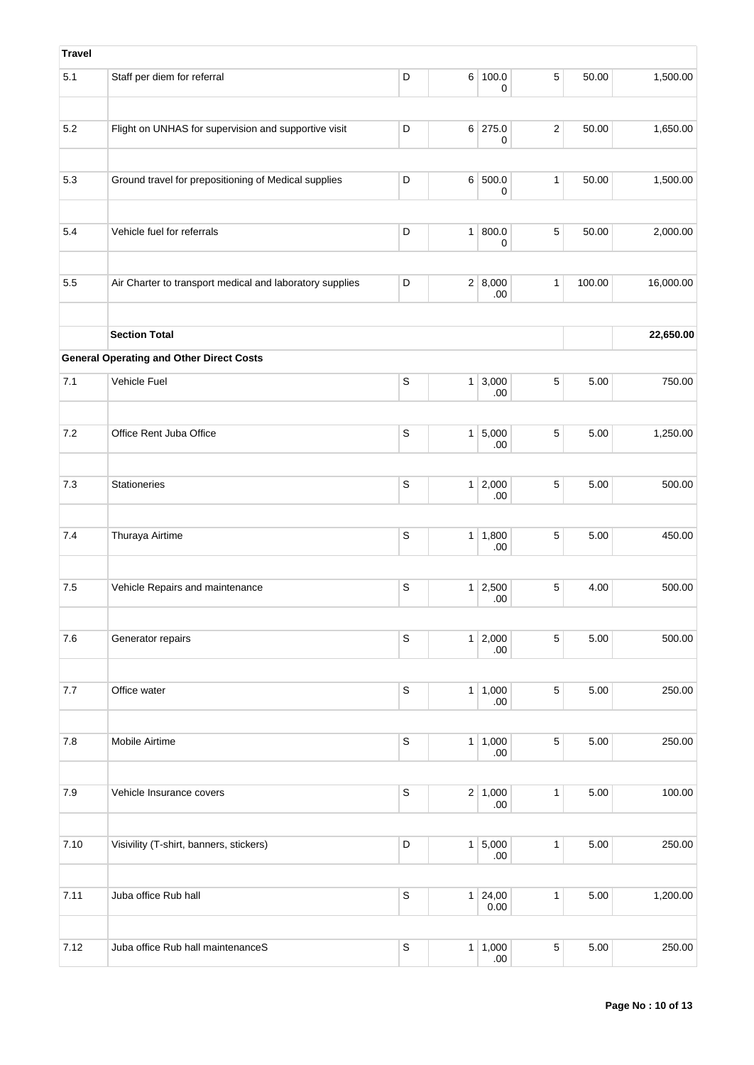| Travel | | | | | | | |
|---|---|---|---|---|---|---|---|
| 5.1 | Staff per diem for referral | D | 6 | 100.00 | 5 | 50.00 | 1,500.00 |
| | | | | | | | |
| 5.2 | Flight on UNHAS for supervision and supportive visit | D | 6 | 275.00 | 2 | 50.00 | 1,650.00 |
| | | | | | | | |
| 5.3 | Ground travel for prepositioning of Medical supplies | D | 6 | 500.00 | 1 | 50.00 | 1,500.00 |
| | | | | | | | |
| 5.4 | Vehicle fuel for referrals | D | 1 | 800.00 | 5 | 50.00 | 2,000.00 |
| | | | | | | | |
| 5.5 | Air Charter to transport medical and laboratory supplies | D | 2 | 8,000.00 | 1 | 100.00 | 16,000.00 |
| | | | | | | | |
| | **Section Total** | | | | | | **22,650.00** |
| **General Operating and Other Direct Costs** | | | | | | | |
| 7.1 | Vehicle Fuel | S | 1 | 3,000.00 | 5 | 5.00 | 750.00 |
| | | | | | | | |
| 7.2 | Office Rent Juba Office | S | 1 | 5,000.00 | 5 | 5.00 | 1,250.00 |
| | | | | | | | |
| 7.3 | Stationeries | S | 1 | 2,000.00 | 5 | 5.00 | 500.00 |
| | | | | | | | |
| 7.4 | Thuraya Airtime | S | 1 | 1,800.00 | 5 | 5.00 | 450.00 |
| | | | | | | | |
| 7.5 | Vehicle Repairs and maintenance | S | 1 | 2,500.00 | 5 | 4.00 | 500.00 |
| | | | | | | | |
| 7.6 | Generator repairs | S | 1 | 2,000.00 | 5 | 5.00 | 500.00 |
| | | | | | | | |
| 7.7 | Office water | S | 1 | 1,000.00 | 5 | 5.00 | 250.00 |
| | | | | | | | |
| 7.8 | Mobile Airtime | S | 1 | 1,000.00 | 5 | 5.00 | 250.00 |
| | | | | | | | |
| 7.9 | Vehicle Insurance covers | S | 2 | 1,000.00 | 1 | 5.00 | 100.00 |
| | | | | | | | |
| 7.10 | Visivility (T-shirt, banners, stickers) | D | 1 | 5,000.00 | 1 | 5.00 | 250.00 |
| | | | | | | | |
| 7.11 | Juba office Rub hall | S | 1 | 24,000.00 | 1 | 5.00 | 1,200.00 |
| | | | | | | | |
| 7.12 | Juba office Rub hall maintenanceS | S | 1 | 1,000.00 | 5 | 5.00 | 250.00 |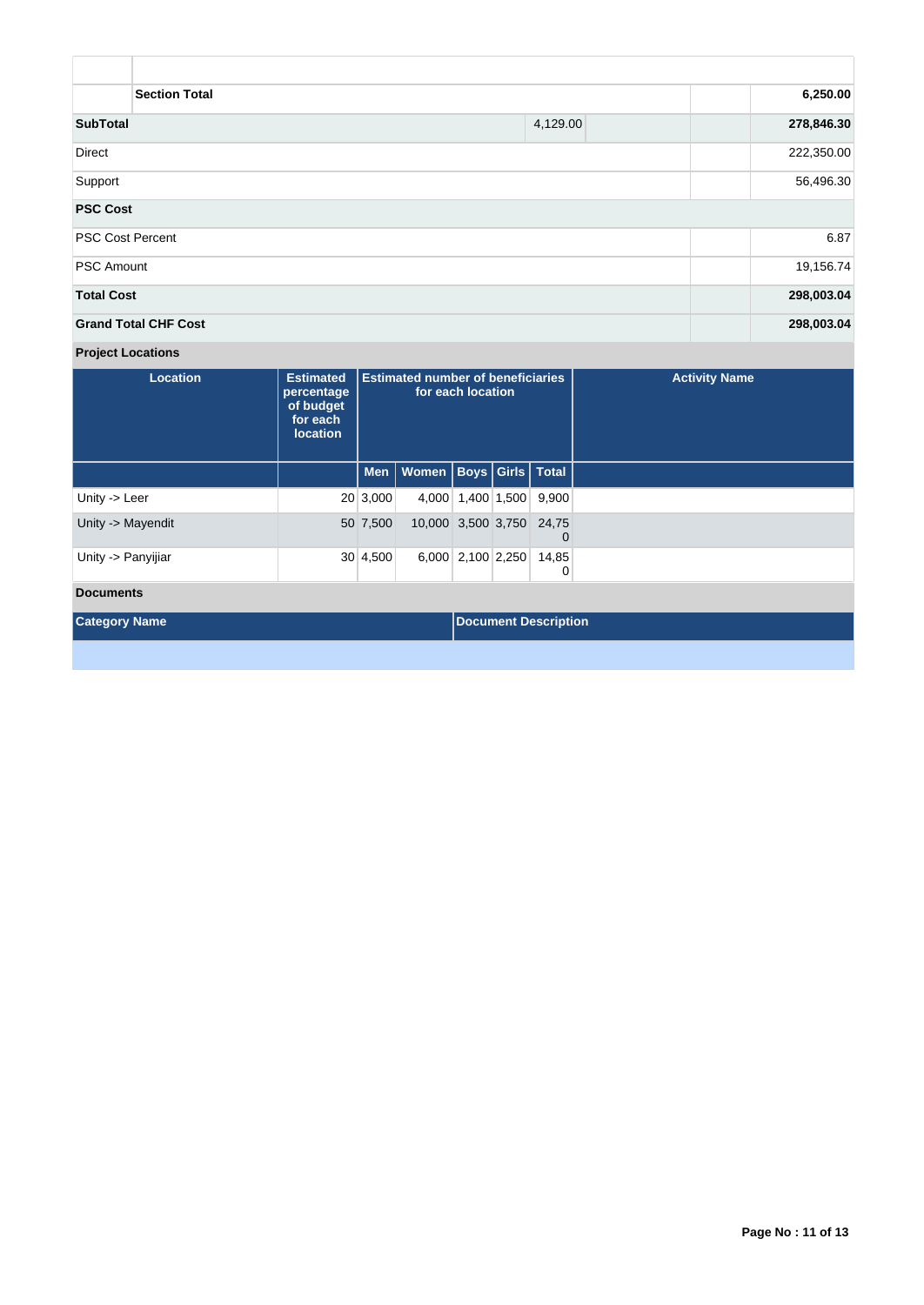| | | | | |
|---|---|---|---|---|
| | **Section Total** | | | **6,250.00** |
| **SubTotal** | | 4,129.00 | | **278,846.30** |
| Direct | | | | 222,350.00 |
| Support | | | | 56,496.30 |
| **PSC Cost** | | | | |
| PSC Cost Percent | | | | 6.87 |
| PSC Amount | | | | 19,156.74 |
| **Total Cost** | | | | **298,003.04** |
| **Grand Total CHF Cost** | | | | **298,003.04** |

**Project Locations**

| Location | Estimated percentage of budget for each location | Estimated number of beneficiaries for each location | | | | | Activity Name |
|---|---|---|---|---|---|---|---|
| | | Men | Women | Boys | Girls | Total | |
| Unity -> Leer | 20 | 3,000 | 4,000 | 1,400 | 1,500 | 9,900 | |
| Unity -> Mayendit | 50 | 7,500 | 10,000 | 3,500 | 3,750 | 24,750 | |
| Unity -> Panyijiar | 30 | 4,500 | 6,000 | 2,100 | 2,250 | 14,850 | |

**Documents**

| Category Name | Document Description |
|---|---|
| | |